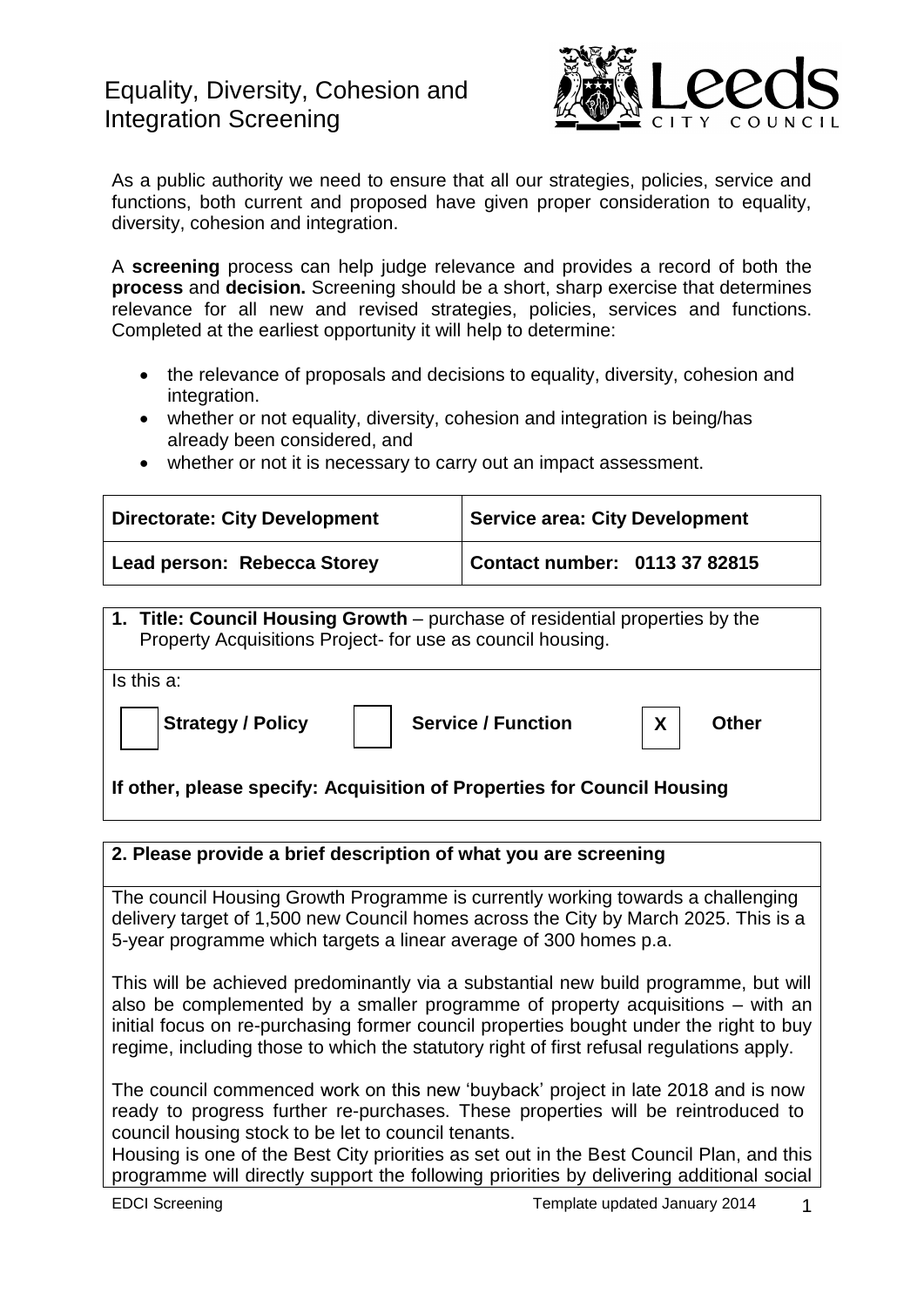# Equality, Diversity, Cohesion and Integration Screening

As a public authority we need to ensure that all our strategies, policies, service and functions, both current and proposed have given proper consideration to equality, diversity, cohesion and integration.

A **screening** process can help judge relevance and provides a record of both the **process** and **decision.** Screening should be a short, sharp exercise that determines relevance for all new and revised strategies, policies, services and functions. Completed at the earliest opportunity it will help to determine:

- the relevance of proposals and decisions to equality, diversity, cohesion and integration.
- whether or not equality, diversity, cohesion and integration is being/has already been considered, and
- whether or not it is necessary to carry out an impact assessment.

| **Directorate: City Development** | **Service area: City Development** |
|---|---|
| **Lead person: Rebecca Storey** | **Contact number: 0113 37 82815** |

**1. Title: Council Housing Growth** – purchase of residential properties by the Property Acquisitions Project- for use as council housing.

Is this a:

| | | | | | |
|---|---|---|---|---|---|
| | **Strategy / Policy** | | **Service / Function** | X | **Other** |

**If other, please specify: Acquisition of Properties for Council Housing**

**2. Please provide a brief description of what you are screening**

The council Housing Growth Programme is currently working towards a challenging delivery target of 1,500 new Council homes across the City by March 2025. This is a 5-year programme which targets a linear average of 300 homes p.a.

This will be achieved predominantly via a substantial new build programme, but will also be complemented by a smaller programme of property acquisitions – with an initial focus on re-purchasing former council properties bought under the right to buy regime, including those to which the statutory right of first refusal regulations apply.

The council commenced work on this new 'buyback' project in late 2018 and is now ready to progress further re-purchases. These properties will be reintroduced to council housing stock to be let to council tenants.

Housing is one of the Best City priorities as set out in the Best Council Plan, and this programme will directly support the following priorities by delivering additional social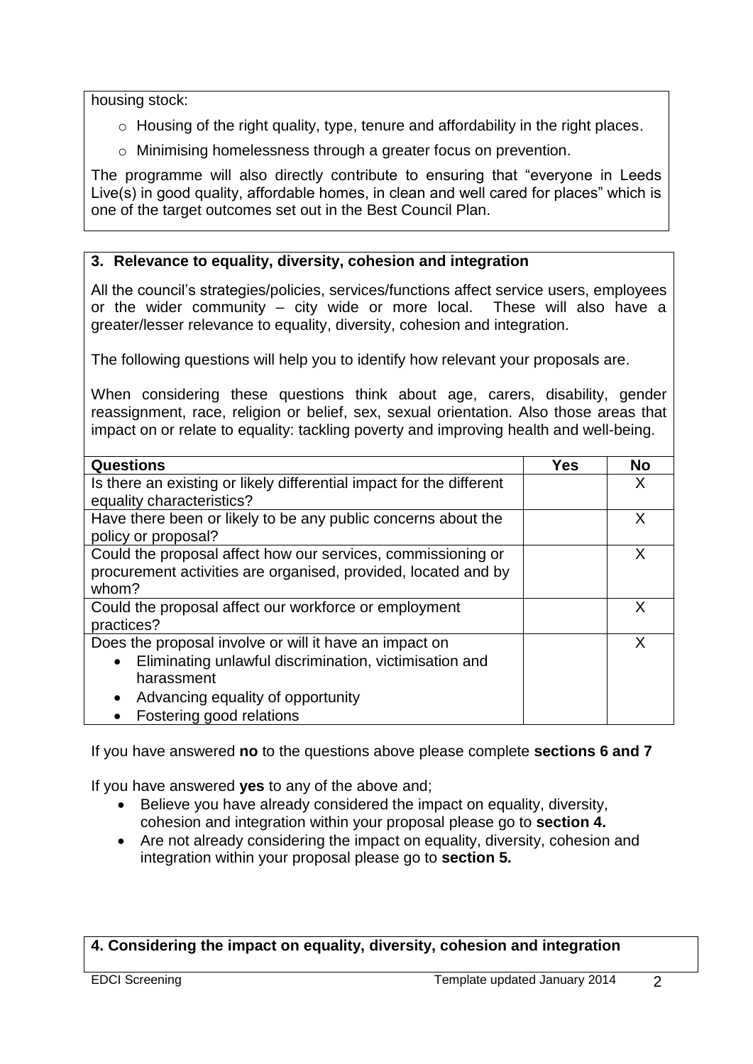housing stock:

- Housing of the right quality, type, tenure and affordability in the right places.
- Minimising homelessness through a greater focus on prevention.

The programme will also directly contribute to ensuring that "everyone in Leeds Live(s) in good quality, affordable homes, in clean and well cared for places" which is one of the target outcomes set out in the Best Council Plan.

## 3. Relevance to equality, diversity, cohesion and integration

All the council's strategies/policies, services/functions affect service users, employees or the wider community – city wide or more local. These will also have a greater/lesser relevance to equality, diversity, cohesion and integration.

The following questions will help you to identify how relevant your proposals are.

When considering these questions think about age, carers, disability, gender reassignment, race, religion or belief, sex, sexual orientation. Also those areas that impact on or relate to equality: tackling poverty and improving health and well-being.

| Questions | Yes | No |
|---|---|---|
| Is there an existing or likely differential impact for the different equality characteristics? | | X |
| Have there been or likely to be any public concerns about the policy or proposal? | | X |
| Could the proposal affect how our services, commissioning or procurement activities are organised, provided, located and by whom? | | X |
| Could the proposal affect our workforce or employment practices? | | X |
| Does the proposal involve or will it have an impact on<br>• Eliminating unlawful discrimination, victimisation and harassment<br>• Advancing equality of opportunity<br>• Fostering good relations | | X |

If you have answered **no** to the questions above please complete **sections 6 and 7**

If you have answered **yes** to any of the above and;

- Believe you have already considered the impact on equality, diversity, cohesion and integration within your proposal please go to **section 4.**
- Are not already considering the impact on equality, diversity, cohesion and integration within your proposal please go to **section 5.**

## 4. Considering the impact on equality, diversity, cohesion and integration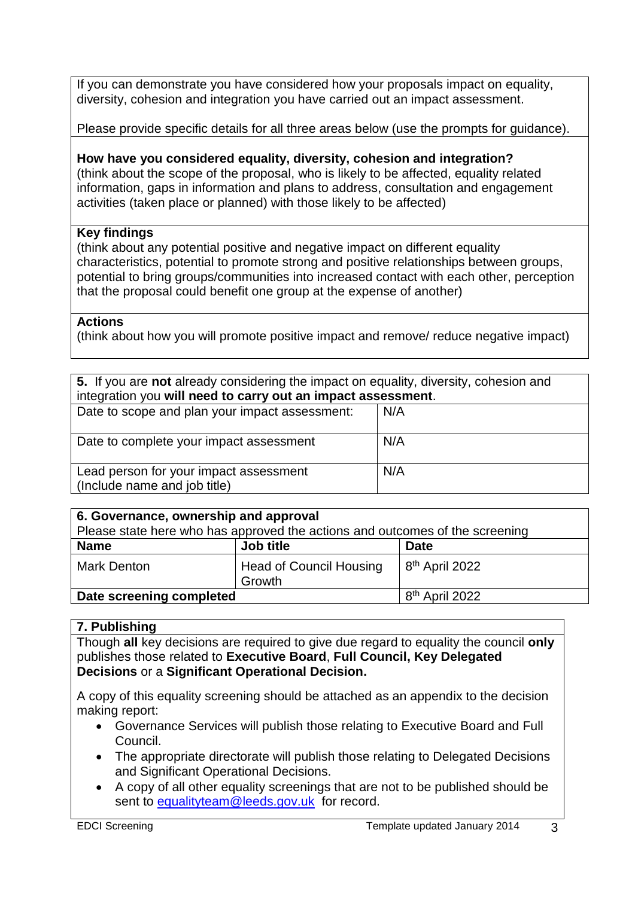If you can demonstrate you have considered how your proposals impact on equality, diversity, cohesion and integration you have carried out an impact assessment.

Please provide specific details for all three areas below (use the prompts for guidance).

**How have you considered equality, diversity, cohesion and integration?**
(think about the scope of the proposal, who is likely to be affected, equality related information, gaps in information and plans to address, consultation and engagement activities (taken place or planned) with those likely to be affected)

**Key findings**
(think about any potential positive and negative impact on different equality characteristics, potential to promote strong and positive relationships between groups, potential to bring groups/communities into increased contact with each other, perception that the proposal could benefit one group at the expense of another)

**Actions**
(think about how you will promote positive impact and remove/ reduce negative impact)

| **5.** If you are **not** already considering the impact on equality, diversity, cohesion and integration you **will need to carry out an impact assessment**. | |
|---|---|
| Date to scope and plan your impact assessment: | N/A |
| Date to complete your impact assessment | N/A |
| Lead person for your impact assessment (Include name and job title) | N/A |

| **6. Governance, ownership and approval** Please state here who has approved the actions and outcomes of the screening | | |
|---|---|---|
| **Name** | **Job title** | **Date** |
| Mark Denton | Head of Council Housing Growth | 8th April 2022 |
| **Date screening completed** | | 8th April 2022 |

**7. Publishing**

Though **all** key decisions are required to give due regard to equality the council **only** publishes those related to **Executive Board**, **Full Council, Key Delegated Decisions** or a **Significant Operational Decision.**

A copy of this equality screening should be attached as an appendix to the decision making report:

- Governance Services will publish those relating to Executive Board and Full Council.
- The appropriate directorate will publish those relating to Delegated Decisions and Significant Operational Decisions.
- A copy of all other equality screenings that are not to be published should be sent to equalityteam@leeds.gov.uk for record.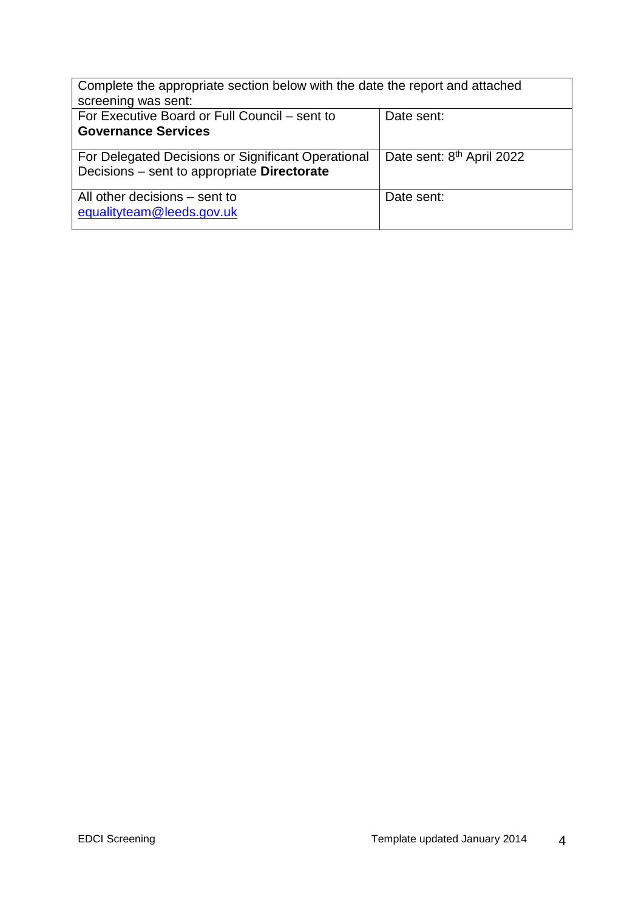| Complete the appropriate section below with the date the report and attached screening was sent: | |
|---|---|
| For Executive Board or Full Council – sent to **Governance Services** | Date sent: |
| For Delegated Decisions or Significant Operational Decisions – sent to appropriate **Directorate** | Date sent: 8th April 2022 |
| All other decisions – sent to equalityteam@leeds.gov.uk | Date sent: |